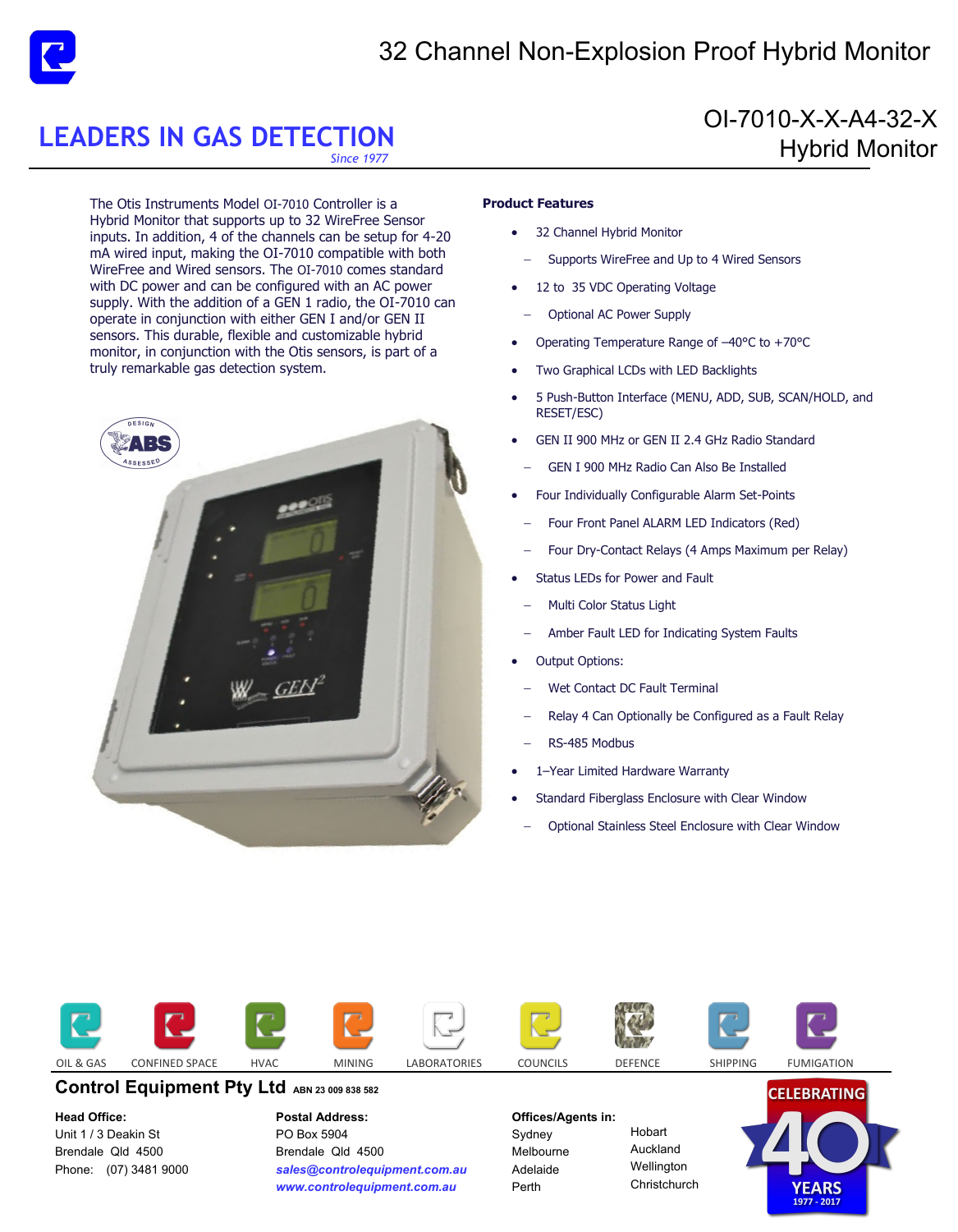# 32 Channel Non-Explosion Proof Hybrid Monitor

## LEADERS IN GAS DETECTION

*Since 1977*

## OI-7010-X-X-A4-32-X Hybrid Monitor

The Otis Instruments Model OI-7010 Controller is a Hybrid Monitor that supports up to 32 WireFree Sensor inputs. In addition, 4 of the channels can be setup for 4-20 mA wired input, making the OI-7010 compatible with both WireFree and Wired sensors. The OI-7010 comes standard with DC power and can be configured with an AC power supply. With the addition of a GEN 1 radio, the OI-7010 can operate in conjunction with either GEN I and/or GEN II sensors. This durable, flexible and customizable hybrid monitor, in conjunction with the Otis sensors, is part of a truly remarkable gas detection system.

**Product Features**

- 32 Channel Hybrid Monitor
  - Supports WireFree and Up to 4 Wired Sensors
- 12 to 35 VDC Operating Voltage
  - Optional AC Power Supply
- Operating Temperature Range of –40°C to +70°C
- Two Graphical LCDs with LED Backlights
- 5 Push-Button Interface (MENU, ADD, SUB, SCAN/HOLD, and RESET/ESC)
- GEN II 900 MHz or GEN II 2.4 GHz Radio Standard
  - GEN I 900 MHz Radio Can Also Be Installed
- Four Individually Configurable Alarm Set-Points
  - Four Front Panel ALARM LED Indicators (Red)
  - Four Dry-Contact Relays (4 Amps Maximum per Relay)
- Status LEDs for Power and Fault
  - Multi Color Status Light
  - Amber Fault LED for Indicating System Faults
- Output Options:
  - Wet Contact DC Fault Terminal
  - Relay 4 Can Optionally be Configured as a Fault Relay
  - RS-485 Modbus
- 1–Year Limited Hardware Warranty
- Standard Fiberglass Enclosure with Clear Window
  - Optional Stainless Steel Enclosure with Clear Window

OIL & GAS | CONFINED SPACE | HVAC | MINING | LABORATORIES | COUNCILS | DEFENCE | SHIPPING | FUMIGATION

**Control Equipment Pty Ltd** ABN 23 009 838 582

**Head Office:**
Unit 1 / 3 Deakin St
Brendale Qld 4500
Phone: (07) 3481 9000

**Postal Address:**
PO Box 5904
Brendale Qld 4500
*sales@controlequipment.com.au*
*www.controlequipment.com.au*

**Offices/Agents in:**
Sydney
Melbourne
Adelaide
Perth
Hobart
Auckland
Wellington
Christchurch

CELEBRATING 40 YEARS 1977 - 2017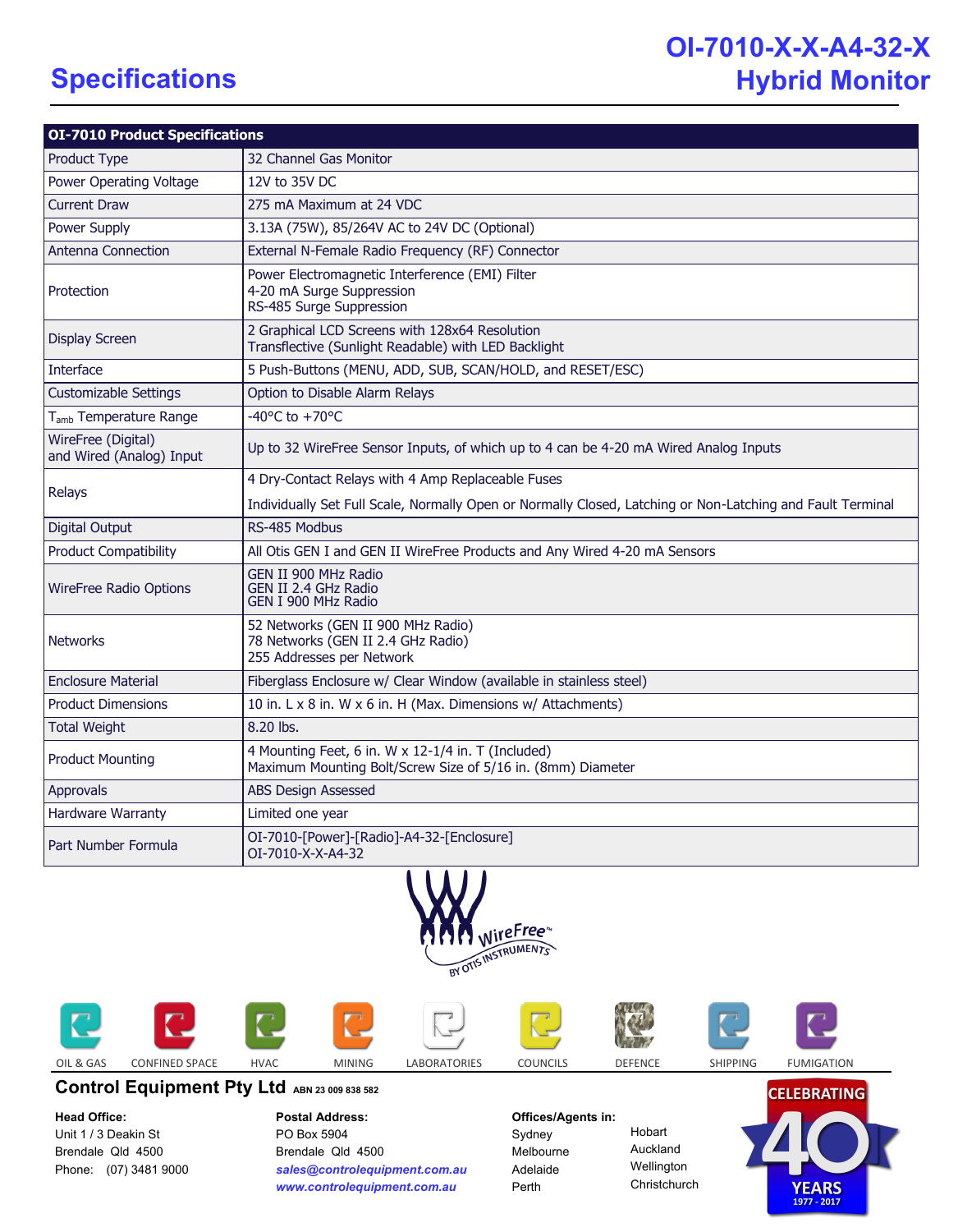# Specifications

## OI-7010-X-X-A4-32-X Hybrid Monitor

| OI-7010 Product Specifications | |
|---|---|
| Product Type | 32 Channel Gas Monitor |
| Power Operating Voltage | 12V to 35V DC |
| Current Draw | 275 mA Maximum at 24 VDC |
| Power Supply | 3.13A (75W), 85/264V AC to 24V DC (Optional) |
| Antenna Connection | External N-Female Radio Frequency (RF) Connector |
| Protection | Power Electromagnetic Interference (EMI) Filter<br>4-20 mA Surge Suppression<br>RS-485 Surge Suppression |
| Display Screen | 2 Graphical LCD Screens with 128x64 Resolution<br>Transflective (Sunlight Readable) with LED Backlight |
| Interface | 5 Push-Buttons (MENU, ADD, SUB, SCAN/HOLD, and RESET/ESC) |
| Customizable Settings | Option to Disable Alarm Relays |
| $T_{amb}$ Temperature Range | -40°C to +70°C |
| WireFree (Digital) and Wired (Analog) Input | Up to 32 WireFree Sensor Inputs, of which up to 4 can be 4-20 mA Wired Analog Inputs |
| Relays | 4 Dry-Contact Relays with 4 Amp Replaceable Fuses<br>Individually Set Full Scale, Normally Open or Normally Closed, Latching or Non-Latching and Fault Terminal |
| Digital Output | RS-485 Modbus |
| Product Compatibility | All Otis GEN I and GEN II WireFree Products and Any Wired 4-20 mA Sensors |
| WireFree Radio Options | GEN II 900 MHz Radio<br>GEN II 2.4 GHz Radio<br>GEN I 900 MHz Radio |
| Networks | 52 Networks (GEN II 900 MHz Radio)<br>78 Networks (GEN II 2.4 GHz Radio)<br>255 Addresses per Network |
| Enclosure Material | Fiberglass Enclosure w/ Clear Window (available in stainless steel) |
| Product Dimensions | 10 in. L x 8 in. W x 6 in. H (Max. Dimensions w/ Attachments) |
| Total Weight | 8.20 lbs. |
| Product Mounting | 4 Mounting Feet, 6 in. W x 12-1/4 in. T (Included)<br>Maximum Mounting Bolt/Screw Size of 5/16 in. (8mm) Diameter |
| Approvals | ABS Design Assessed |
| Hardware Warranty | Limited one year |
| Part Number Formula | OI-7010-[Power]-[Radio]-A4-32-[Enclosure]<br>OI-7010-X-X-A4-32 |

WireFree™ BY OTIS INSTRUMENTS

OIL & GAS CONFINED SPACE HVAC MINING LABORATORIES COUNCILS DEFENCE SHIPPING FUMIGATION

**Control Equipment Pty Ltd** ABN 23 009 838 582

**Head Office:**
Unit 1 / 3 Deakin St
Brendale Qld 4500
Phone: (07) 3481 9000

**Postal Address:**
PO Box 5904
Brendale Qld 4500
*sales@controlequipment.com.au*
*www.controlequipment.com.au*

**Offices/Agents in:**
Sydney
Melbourne
Adelaide
Perth
Hobart
Auckland
Wellington
Christchurch

CELEBRATING 40 YEARS 1977 - 2017